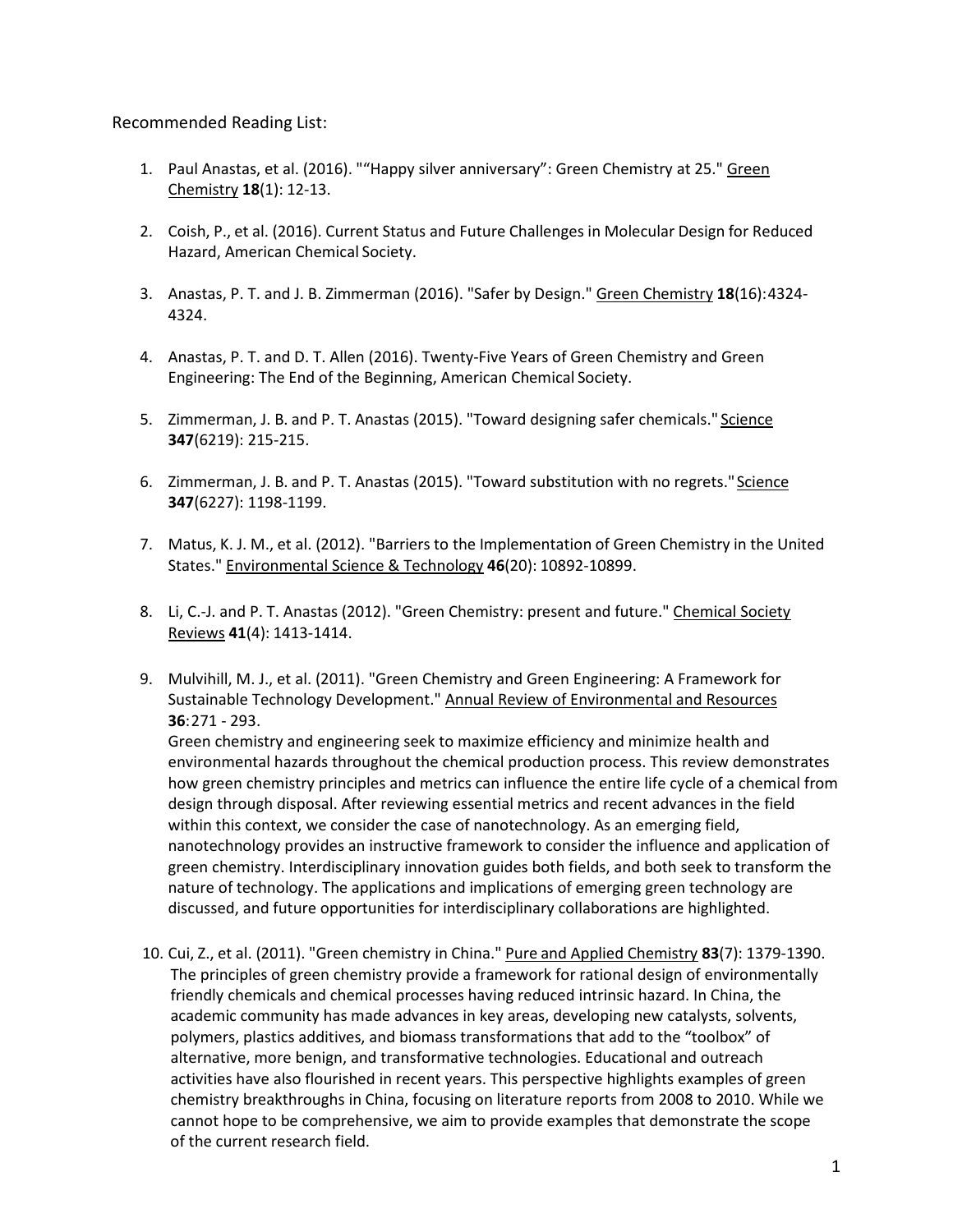Recommended Reading List:

1. Paul Anastas, et al. (2016). "“Happy silver anniversary”: Green Chemistry at 25." Green Chemistry **18**(1): 12-13.

2. Coish, P., et al. (2016). Current Status and Future Challenges in Molecular Design for Reduced Hazard, American Chemical Society.

3. Anastas, P. T. and J. B. Zimmerman (2016). "Safer by Design." Green Chemistry **18**(16): 4324-4324.

4. Anastas, P. T. and D. T. Allen (2016). Twenty-Five Years of Green Chemistry and Green Engineering: The End of the Beginning, American Chemical Society.

5. Zimmerman, J. B. and P. T. Anastas (2015). "Toward designing safer chemicals." Science **347**(6219): 215-215.

6. Zimmerman, J. B. and P. T. Anastas (2015). "Toward substitution with no regrets." Science **347**(6227): 1198-1199.

7. Matus, K. J. M., et al. (2012). "Barriers to the Implementation of Green Chemistry in the United States." Environmental Science & Technology **46**(20): 10892-10899.

8. Li, C.-J. and P. T. Anastas (2012). "Green Chemistry: present and future." Chemical Society Reviews **41**(4): 1413-1414.

9. Mulvihill, M. J., et al. (2011). "Green Chemistry and Green Engineering: A Framework for Sustainable Technology Development." Annual Review of Environmental and Resources **36**: 271 - 293.
   Green chemistry and engineering seek to maximize efficiency and minimize health and environmental hazards throughout the chemical production process. This review demonstrates how green chemistry principles and metrics can influence the entire life cycle of a chemical from design through disposal. After reviewing essential metrics and recent advances in the field within this context, we consider the case of nanotechnology. As an emerging field, nanotechnology provides an instructive framework to consider the influence and application of green chemistry. Interdisciplinary innovation guides both fields, and both seek to transform the nature of technology. The applications and implications of emerging green technology are discussed, and future opportunities for interdisciplinary collaborations are highlighted.

10. Cui, Z., et al. (2011). "Green chemistry in China." Pure and Applied Chemistry **83**(7): 1379-1390.
    The principles of green chemistry provide a framework for rational design of environmentally friendly chemicals and chemical processes having reduced intrinsic hazard. In China, the academic community has made advances in key areas, developing new catalysts, solvents, polymers, plastics additives, and biomass transformations that add to the “toolbox” of alternative, more benign, and transformative technologies. Educational and outreach activities have also flourished in recent years. This perspective highlights examples of green chemistry breakthroughs in China, focusing on literature reports from 2008 to 2010. While we cannot hope to be comprehensive, we aim to provide examples that demonstrate the scope of the current research field.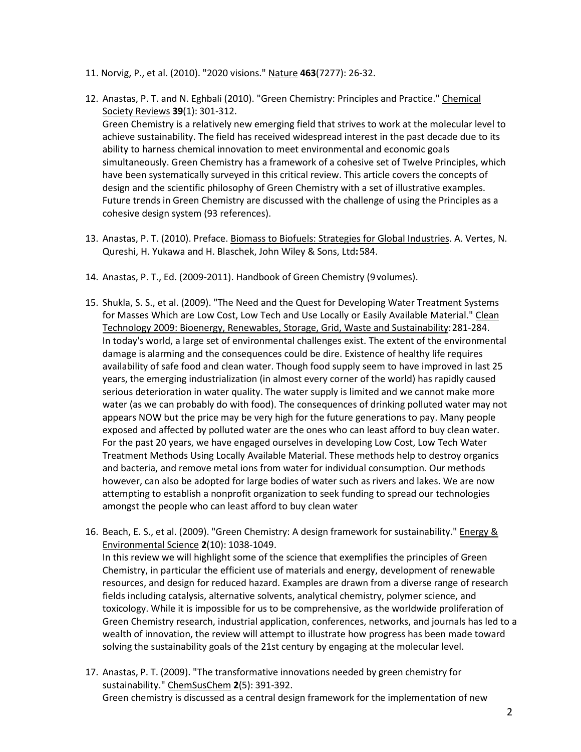11. Norvig, P., et al. (2010). "2020 visions." Nature **463**(7277): 26-32.

12. Anastas, P. T. and N. Eghbali (2010). "Green Chemistry: Principles and Practice." Chemical Society Reviews **39**(1): 301-312.
    Green Chemistry is a relatively new emerging field that strives to work at the molecular level to achieve sustainability. The field has received widespread interest in the past decade due to its ability to harness chemical innovation to meet environmental and economic goals simultaneously. Green Chemistry has a framework of a cohesive set of Twelve Principles, which have been systematically surveyed in this critical review. This article covers the concepts of design and the scientific philosophy of Green Chemistry with a set of illustrative examples. Future trends in Green Chemistry are discussed with the challenge of using the Principles as a cohesive design system (93 references).

13. Anastas, P. T. (2010). Preface. Biomass to Biofuels: Strategies for Global Industries. A. Vertes, N. Qureshi, H. Yukawa and H. Blaschek, John Wiley & Sons, Ltd**:** 584.

14. Anastas, P. T., Ed. (2009-2011). Handbook of Green Chemistry (9 volumes).

15. Shukla, S. S., et al. (2009). "The Need and the Quest for Developing Water Treatment Systems for Masses Which are Low Cost, Low Tech and Use Locally or Easily Available Material." Clean Technology 2009: Bioenergy, Renewables, Storage, Grid, Waste and Sustainability: 281-284.
    In today's world, a large set of environmental challenges exist. The extent of the environmental damage is alarming and the consequences could be dire. Existence of healthy life requires availability of safe food and clean water. Though food supply seem to have improved in last 25 years, the emerging industrialization (in almost every corner of the world) has rapidly caused serious deterioration in water quality. The water supply is limited and we cannot make more water (as we can probably do with food). The consequences of drinking polluted water may not appears NOW but the price may be very high for the future generations to pay. Many people exposed and affected by polluted water are the ones who can least afford to buy clean water. For the past 20 years, we have engaged ourselves in developing Low Cost, Low Tech Water Treatment Methods Using Locally Available Material. These methods help to destroy organics and bacteria, and remove metal ions from water for individual consumption. Our methods however, can also be adopted for large bodies of water such as rivers and lakes. We are now attempting to establish a nonprofit organization to seek funding to spread our technologies amongst the people who can least afford to buy clean water

16. Beach, E. S., et al. (2009). "Green Chemistry: A design framework for sustainability." Energy & Environmental Science **2**(10): 1038-1049.
    In this review we will highlight some of the science that exemplifies the principles of Green Chemistry, in particular the efficient use of materials and energy, development of renewable resources, and design for reduced hazard. Examples are drawn from a diverse range of research fields including catalysis, alternative solvents, analytical chemistry, polymer science, and toxicology. While it is impossible for us to be comprehensive, as the worldwide proliferation of Green Chemistry research, industrial application, conferences, networks, and journals has led to a wealth of innovation, the review will attempt to illustrate how progress has been made toward solving the sustainability goals of the 21st century by engaging at the molecular level.

17. Anastas, P. T. (2009). "The transformative innovations needed by green chemistry for sustainability." ChemSusChem **2**(5): 391-392.
    Green chemistry is discussed as a central design framework for the implementation of new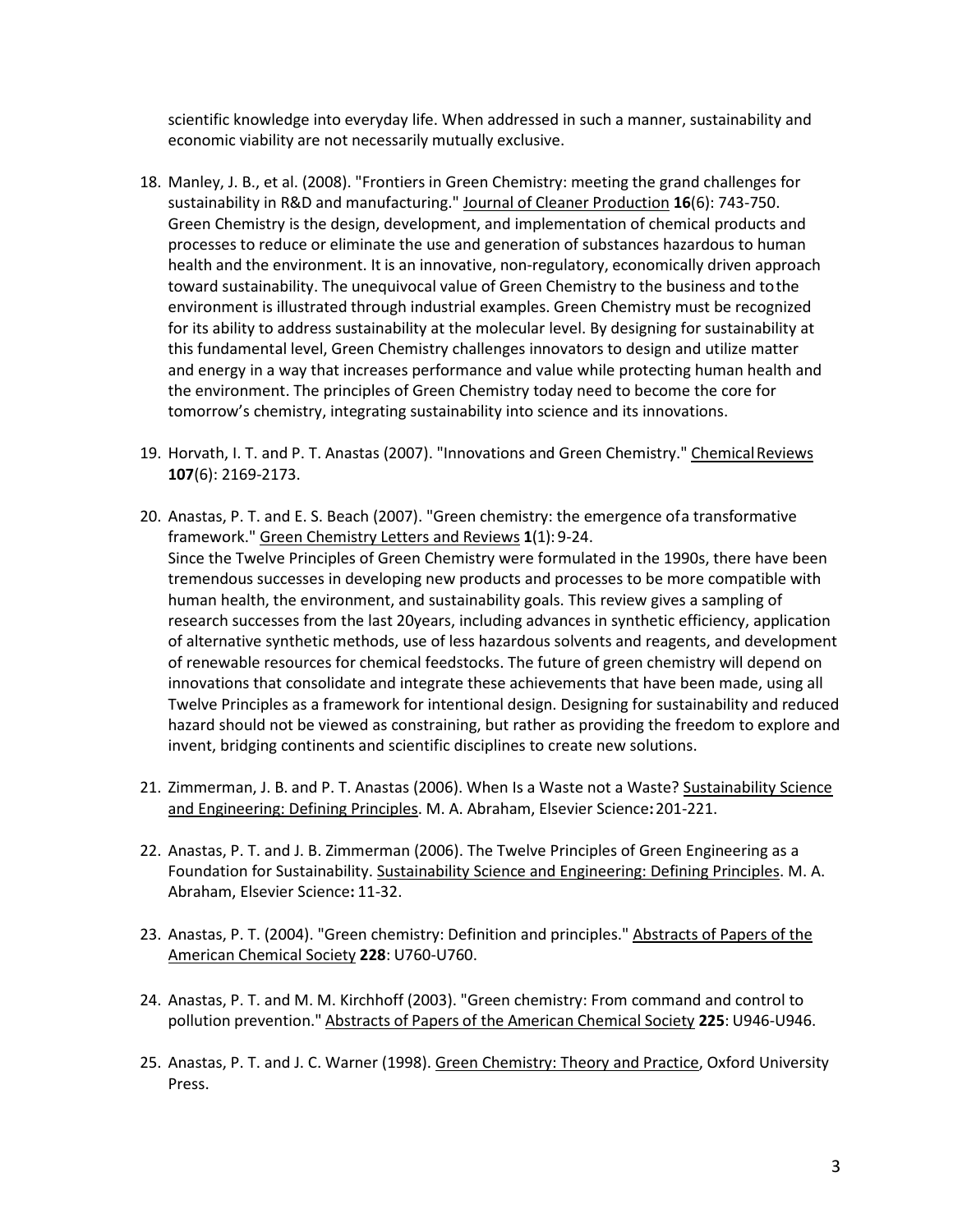scientific knowledge into everyday life. When addressed in such a manner, sustainability and economic viability are not necessarily mutually exclusive.

18. Manley, J. B., et al. (2008). "Frontiers in Green Chemistry: meeting the grand challenges for sustainability in R&D and manufacturing." Journal of Cleaner Production **16**(6): 743-750.
    Green Chemistry is the design, development, and implementation of chemical products and processes to reduce or eliminate the use and generation of substances hazardous to human health and the environment. It is an innovative, non-regulatory, economically driven approach toward sustainability. The unequivocal value of Green Chemistry to the business and to the environment is illustrated through industrial examples. Green Chemistry must be recognized for its ability to address sustainability at the molecular level. By designing for sustainability at this fundamental level, Green Chemistry challenges innovators to design and utilize matter and energy in a way that increases performance and value while protecting human health and the environment. The principles of Green Chemistry today need to become the core for tomorrow's chemistry, integrating sustainability into science and its innovations.

19. Horvath, I. T. and P. T. Anastas (2007). "Innovations and Green Chemistry." Chemical Reviews **107**(6): 2169-2173.

20. Anastas, P. T. and E. S. Beach (2007). "Green chemistry: the emergence of a transformative framework." Green Chemistry Letters and Reviews **1**(1): 9-24.
    Since the Twelve Principles of Green Chemistry were formulated in the 1990s, there have been tremendous successes in developing new products and processes to be more compatible with human health, the environment, and sustainability goals. This review gives a sampling of research successes from the last 20years, including advances in synthetic efficiency, application of alternative synthetic methods, use of less hazardous solvents and reagents, and development of renewable resources for chemical feedstocks. The future of green chemistry will depend on innovations that consolidate and integrate these achievements that have been made, using all Twelve Principles as a framework for intentional design. Designing for sustainability and reduced hazard should not be viewed as constraining, but rather as providing the freedom to explore and invent, bridging continents and scientific disciplines to create new solutions.

21. Zimmerman, J. B. and P. T. Anastas (2006). When Is a Waste not a Waste? Sustainability Science and Engineering: Defining Principles. M. A. Abraham, Elsevier Science**:** 201-221.

22. Anastas, P. T. and J. B. Zimmerman (2006). The Twelve Principles of Green Engineering as a Foundation for Sustainability. Sustainability Science and Engineering: Defining Principles. M. A. Abraham, Elsevier Science**:** 11-32.

23. Anastas, P. T. (2004). "Green chemistry: Definition and principles." Abstracts of Papers of the American Chemical Society **228**: U760-U760.

24. Anastas, P. T. and M. M. Kirchhoff (2003). "Green chemistry: From command and control to pollution prevention." Abstracts of Papers of the American Chemical Society **225**: U946-U946.

25. Anastas, P. T. and J. C. Warner (1998). Green Chemistry: Theory and Practice, Oxford University Press.